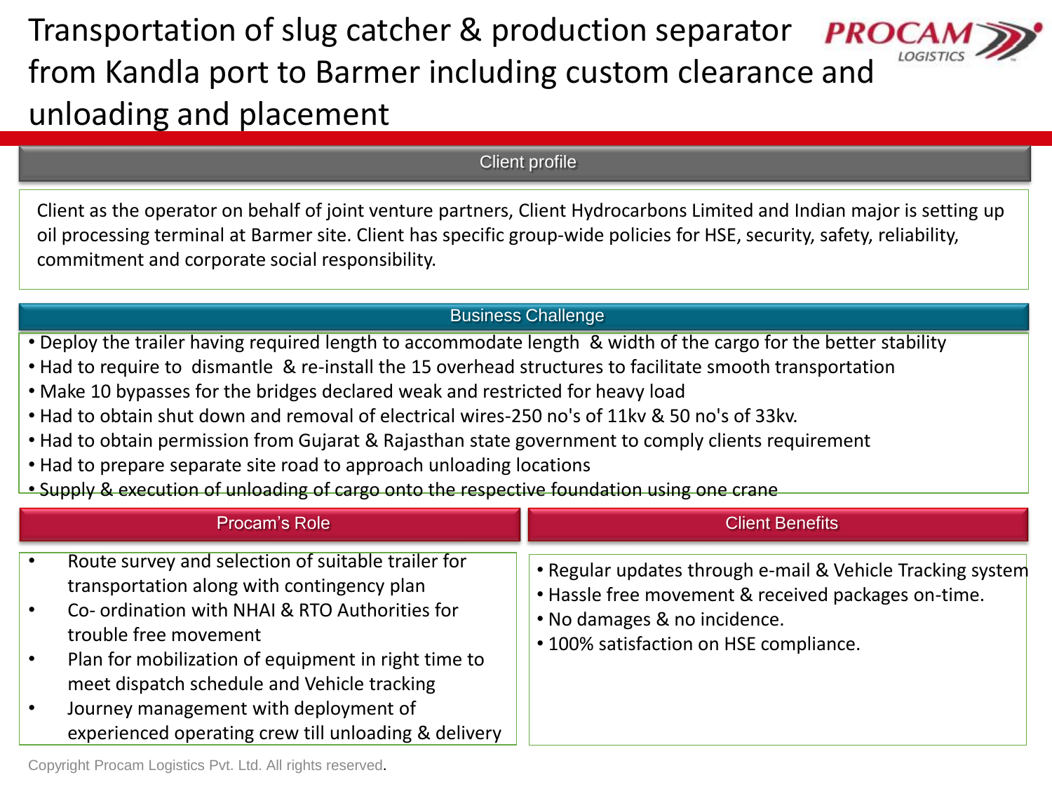# Transportation of slug catcher & production separator from Kandla port to Barmer including custom clearance and unloading and placement

PROCAM LOGISTICS

## Client profile

Client as the operator on behalf of joint venture partners, Client Hydrocarbons Limited and Indian major is setting up oil processing terminal at Barmer site. Client has specific group-wide policies for HSE, security, safety, reliability, commitment and corporate social responsibility.

## Business Challenge

- Deploy the trailer having required length to accommodate length & width of the cargo for the better stability
- Had to require to dismantle & re-install the 15 overhead structures to facilitate smooth transportation
- Make 10 bypasses for the bridges declared weak and restricted for heavy load
- Had to obtain shut down and removal of electrical wires-250 no's of 11kv & 50 no's of 33kv.
- Had to obtain permission from Gujarat & Rajasthan state government to comply clients requirement
- Had to prepare separate site road to approach unloading locations
- Supply & execution of unloading of cargo onto the respective foundation using one crane

## Procam's Role

- Route survey and selection of suitable trailer for transportation along with contingency plan
- Co- ordination with NHAI & RTO Authorities for trouble free movement
- Plan for mobilization of equipment in right time to meet dispatch schedule and Vehicle tracking
- Journey management with deployment of experienced operating crew till unloading & delivery

## Client Benefits

- Regular updates through e-mail & Vehicle Tracking system
- Hassle free movement & received packages on-time.
- No damages & no incidence.
- 100% satisfaction on HSE compliance.

Copyright Procam Logistics Pvt. Ltd. All rights reserved.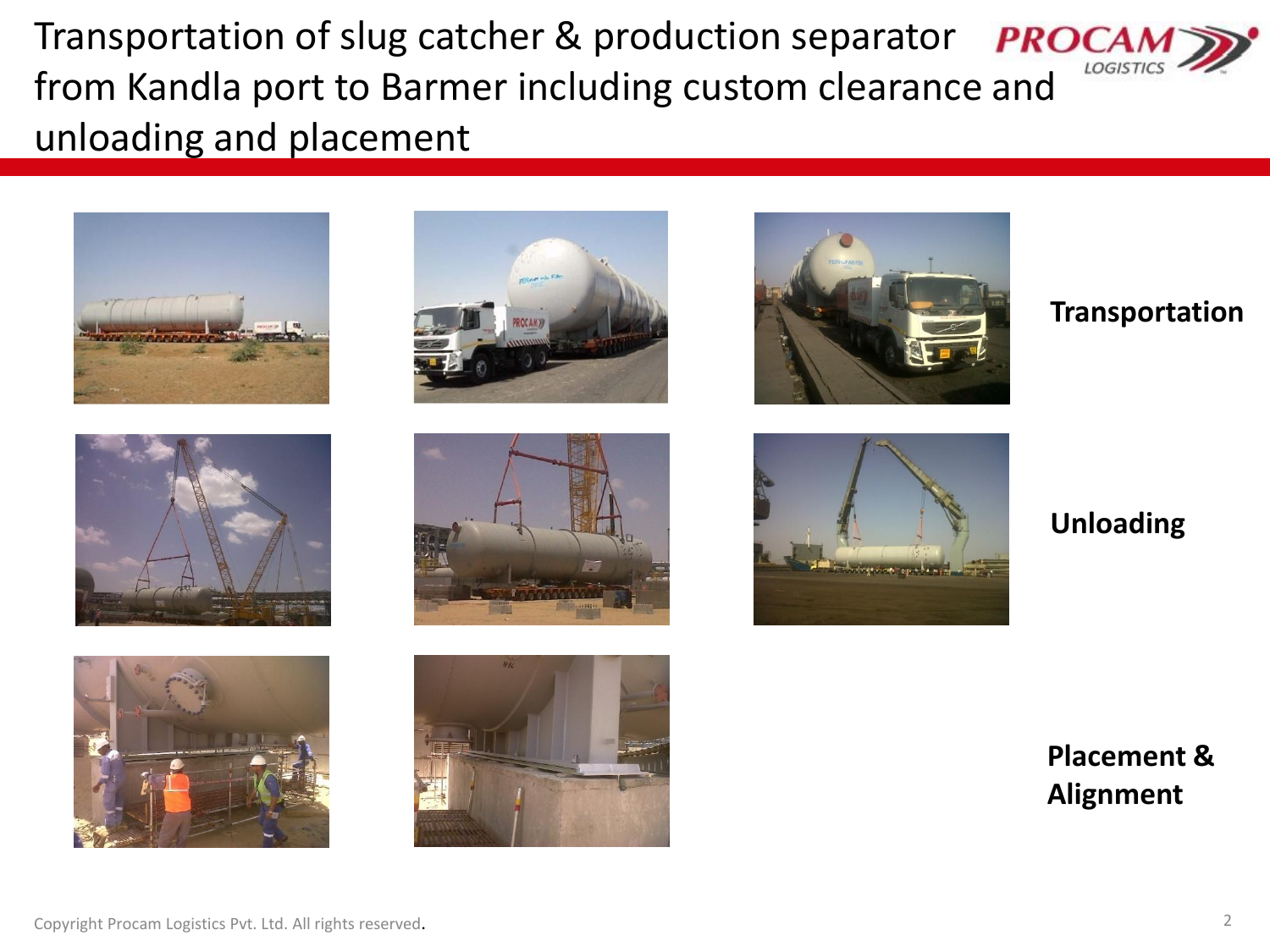# Transportation of slug catcher & production separator from Kandla port to Barmer including custom clearance and unloading and placement

**Transportation**

**Unloading**

**Placement & Alignment**

Copyright Procam Logistics Pvt. Ltd. All rights reserved.